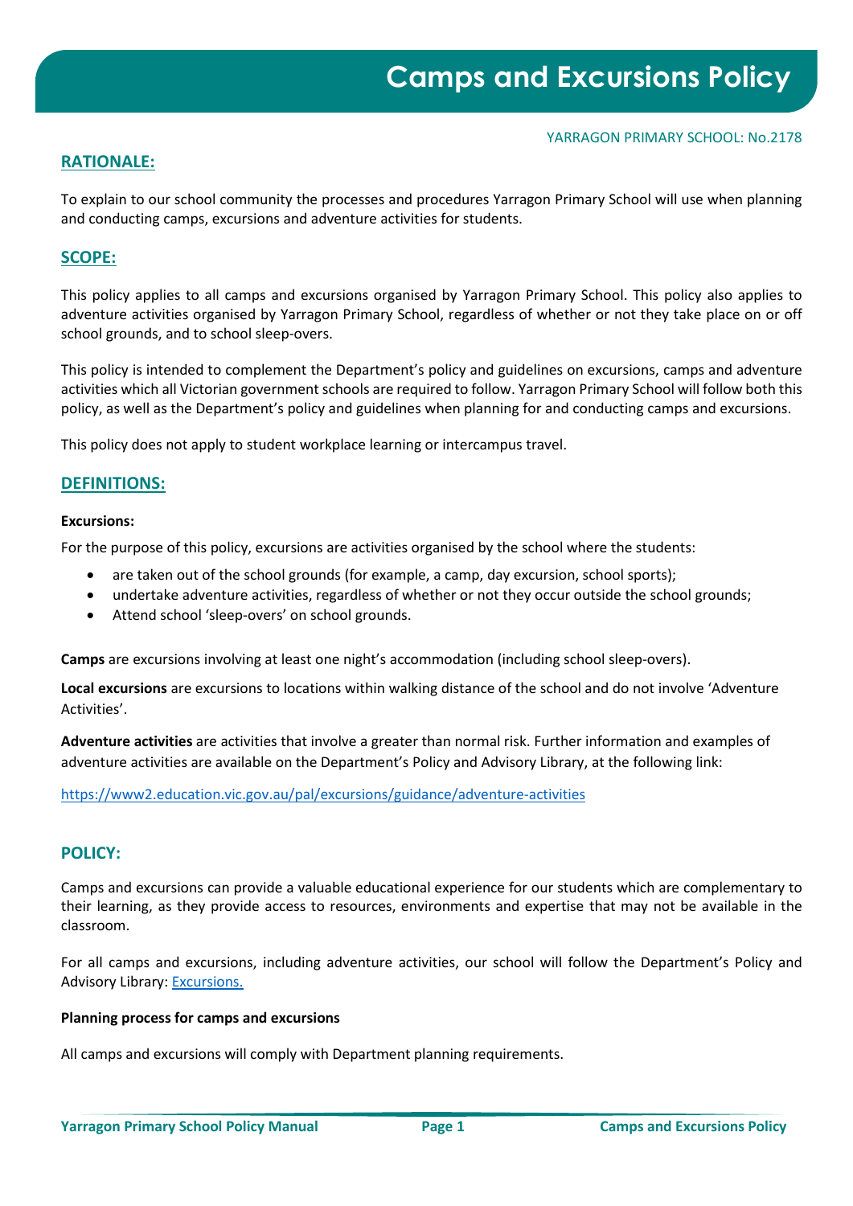# Camps and Excursions Policy

YARRAGON PRIMARY SCHOOL: No.2178

## RATIONALE:

To explain to our school community the processes and procedures Yarragon Primary School will use when planning and conducting camps, excursions and adventure activities for students.

## SCOPE:

This policy applies to all camps and excursions organised by Yarragon Primary School. This policy also applies to adventure activities organised by Yarragon Primary School, regardless of whether or not they take place on or off school grounds, and to school sleep-overs.

This policy is intended to complement the Department's policy and guidelines on excursions, camps and adventure activities which all Victorian government schools are required to follow. Yarragon Primary School will follow both this policy, as well as the Department's policy and guidelines when planning for and conducting camps and excursions.

This policy does not apply to student workplace learning or intercampus travel.

## DEFINITIONS:

**Excursions:**

For the purpose of this policy, excursions are activities organised by the school where the students:

- are taken out of the school grounds (for example, a camp, day excursion, school sports);
- undertake adventure activities, regardless of whether or not they occur outside the school grounds;
- Attend school 'sleep-overs' on school grounds.

**Camps** are excursions involving at least one night's accommodation (including school sleep-overs).

**Local excursions** are excursions to locations within walking distance of the school and do not involve 'Adventure Activities'.

**Adventure activities** are activities that involve a greater than normal risk. Further information and examples of adventure activities are available on the Department's Policy and Advisory Library, at the following link:

https://www2.education.vic.gov.au/pal/excursions/guidance/adventure-activities

## POLICY:

Camps and excursions can provide a valuable educational experience for our students which are complementary to their learning, as they provide access to resources, environments and expertise that may not be available in the classroom.

For all camps and excursions, including adventure activities, our school will follow the Department's Policy and Advisory Library: Excursions.

**Planning process for camps and excursions**

All camps and excursions will comply with Department planning requirements.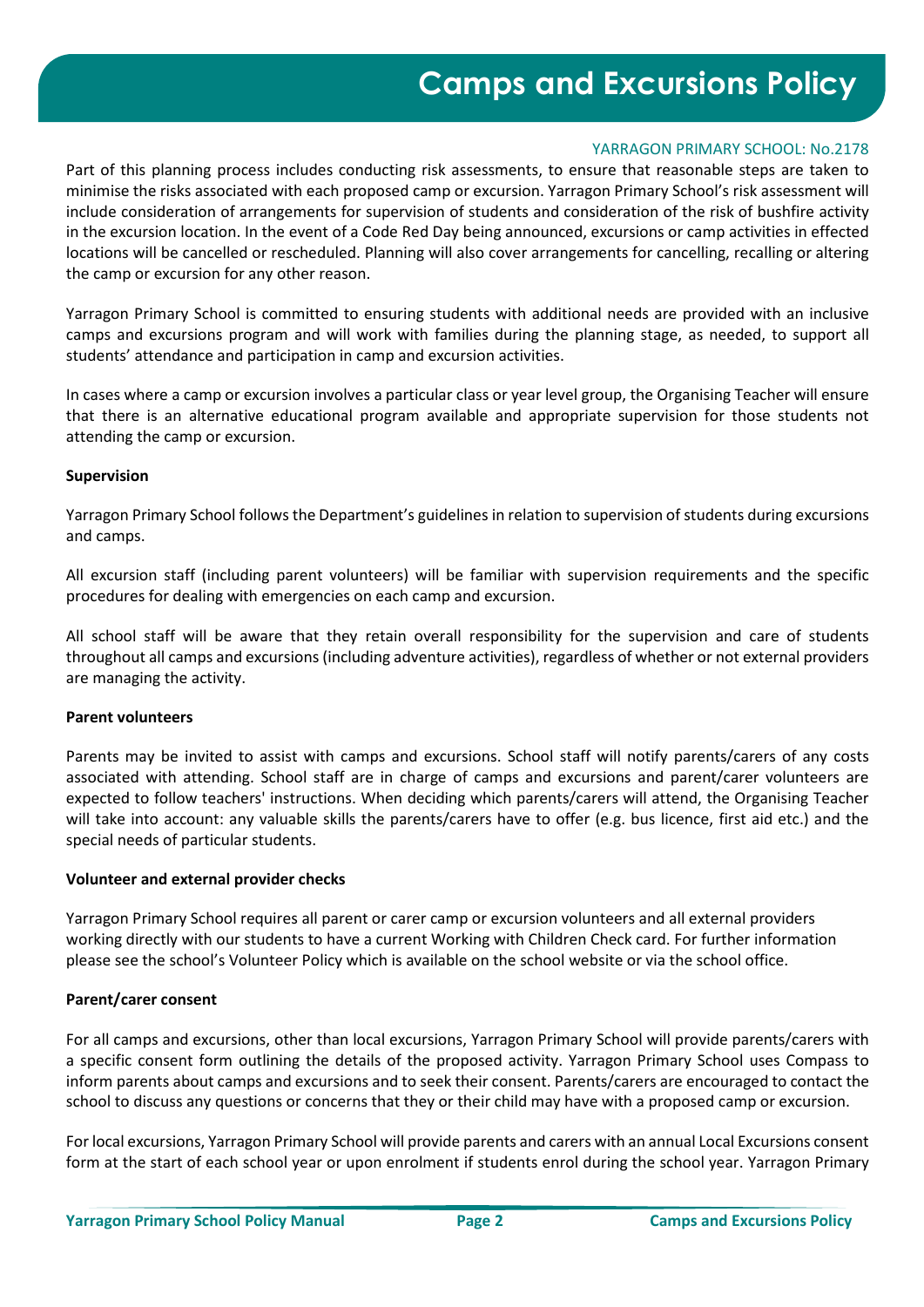Part of this planning process includes conducting risk assessments, to ensure that reasonable steps are taken to minimise the risks associated with each proposed camp or excursion. Yarragon Primary School's risk assessment will include consideration of arrangements for supervision of students and consideration of the risk of bushfire activity in the excursion location. In the event of a Code Red Day being announced, excursions or camp activities in effected locations will be cancelled or rescheduled. Planning will also cover arrangements for cancelling, recalling or altering the camp or excursion for any other reason.

Yarragon Primary School is committed to ensuring students with additional needs are provided with an inclusive camps and excursions program and will work with families during the planning stage, as needed, to support all students' attendance and participation in camp and excursion activities.

In cases where a camp or excursion involves a particular class or year level group, the Organising Teacher will ensure that there is an alternative educational program available and appropriate supervision for those students not attending the camp or excursion.

**Supervision**

Yarragon Primary School follows the Department's guidelines in relation to supervision of students during excursions and camps.

All excursion staff (including parent volunteers) will be familiar with supervision requirements and the specific procedures for dealing with emergencies on each camp and excursion.

All school staff will be aware that they retain overall responsibility for the supervision and care of students throughout all camps and excursions (including adventure activities), regardless of whether or not external providers are managing the activity.

**Parent volunteers**

Parents may be invited to assist with camps and excursions. School staff will notify parents/carers of any costs associated with attending. School staff are in charge of camps and excursions and parent/carer volunteers are expected to follow teachers' instructions. When deciding which parents/carers will attend, the Organising Teacher will take into account: any valuable skills the parents/carers have to offer (e.g. bus licence, first aid etc.) and the special needs of particular students.

**Volunteer and external provider checks**

Yarragon Primary School requires all parent or carer camp or excursion volunteers and all external providers working directly with our students to have a current Working with Children Check card. For further information please see the school's Volunteer Policy which is available on the school website or via the school office.

**Parent/carer consent**

For all camps and excursions, other than local excursions, Yarragon Primary School will provide parents/carers with a specific consent form outlining the details of the proposed activity. Yarragon Primary School uses Compass to inform parents about camps and excursions and to seek their consent. Parents/carers are encouraged to contact the school to discuss any questions or concerns that they or their child may have with a proposed camp or excursion.

For local excursions, Yarragon Primary School will provide parents and carers with an annual Local Excursions consent form at the start of each school year or upon enrolment if students enrol during the school year. Yarragon Primary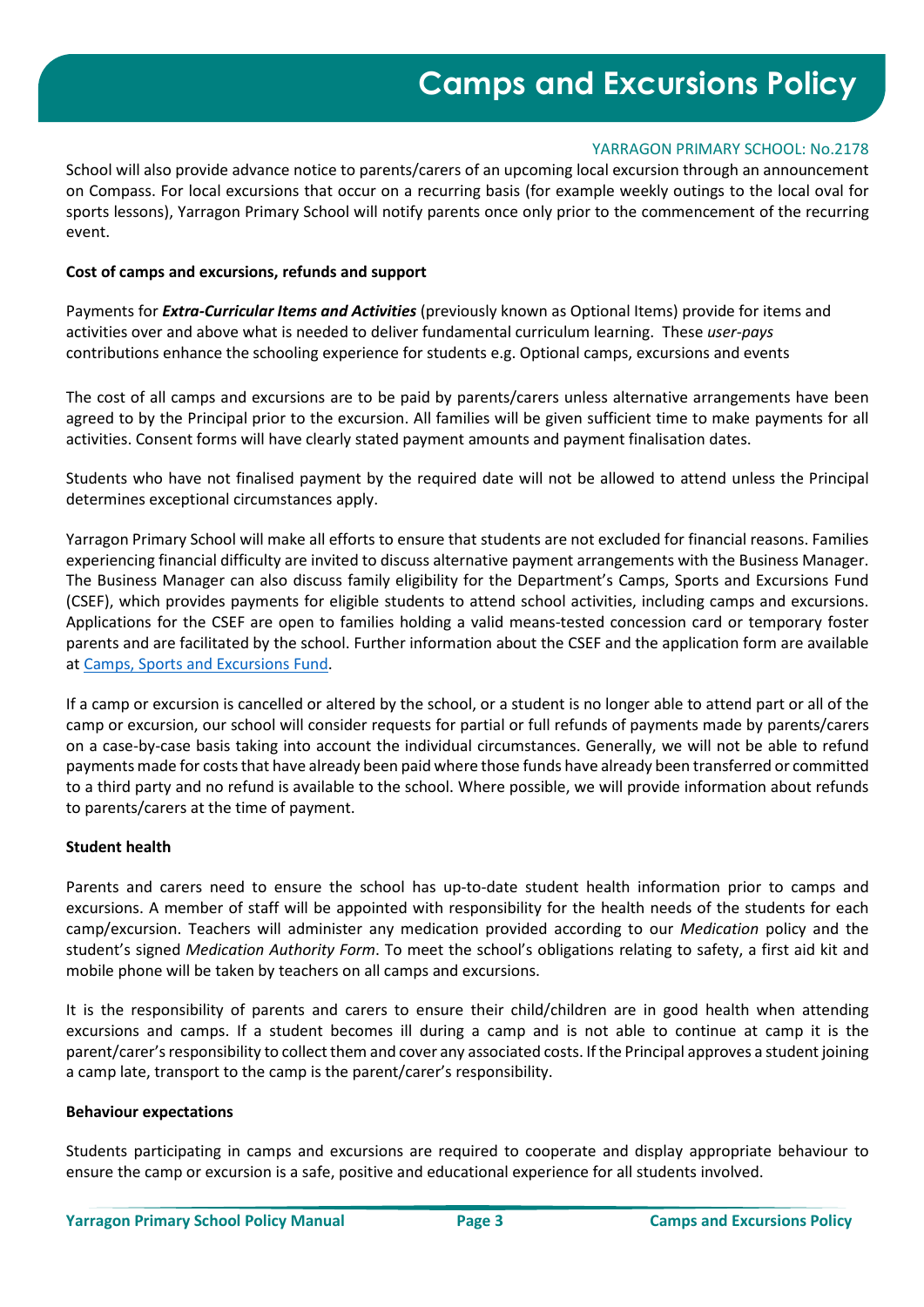School will also provide advance notice to parents/carers of an upcoming local excursion through an announcement on Compass. For local excursions that occur on a recurring basis (for example weekly outings to the local oval for sports lessons), Yarragon Primary School will notify parents once only prior to the commencement of the recurring event.

**Cost of camps and excursions, refunds and support**

Payments for ***Extra-Curricular Items and Activities*** (previously known as Optional Items) provide for items and activities over and above what is needed to deliver fundamental curriculum learning. These *user-pays* contributions enhance the schooling experience for students e.g. Optional camps, excursions and events

The cost of all camps and excursions are to be paid by parents/carers unless alternative arrangements have been agreed to by the Principal prior to the excursion. All families will be given sufficient time to make payments for all activities. Consent forms will have clearly stated payment amounts and payment finalisation dates.

Students who have not finalised payment by the required date will not be allowed to attend unless the Principal determines exceptional circumstances apply.

Yarragon Primary School will make all efforts to ensure that students are not excluded for financial reasons. Families experiencing financial difficulty are invited to discuss alternative payment arrangements with the Business Manager. The Business Manager can also discuss family eligibility for the Department's Camps, Sports and Excursions Fund (CSEF), which provides payments for eligible students to attend school activities, including camps and excursions. Applications for the CSEF are open to families holding a valid means-tested concession card or temporary foster parents and are facilitated by the school. Further information about the CSEF and the application form are available at Camps, Sports and Excursions Fund.

If a camp or excursion is cancelled or altered by the school, or a student is no longer able to attend part or all of the camp or excursion, our school will consider requests for partial or full refunds of payments made by parents/carers on a case-by-case basis taking into account the individual circumstances. Generally, we will not be able to refund payments made for costs that have already been paid where those funds have already been transferred or committed to a third party and no refund is available to the school. Where possible, we will provide information about refunds to parents/carers at the time of payment.

**Student health**

Parents and carers need to ensure the school has up-to-date student health information prior to camps and excursions. A member of staff will be appointed with responsibility for the health needs of the students for each camp/excursion. Teachers will administer any medication provided according to our *Medication* policy and the student's signed *Medication Authority Form*. To meet the school's obligations relating to safety, a first aid kit and mobile phone will be taken by teachers on all camps and excursions.

It is the responsibility of parents and carers to ensure their child/children are in good health when attending excursions and camps. If a student becomes ill during a camp and is not able to continue at camp it is the parent/carer's responsibility to collect them and cover any associated costs. If the Principal approves a student joining a camp late, transport to the camp is the parent/carer's responsibility.

**Behaviour expectations**

Students participating in camps and excursions are required to cooperate and display appropriate behaviour to ensure the camp or excursion is a safe, positive and educational experience for all students involved.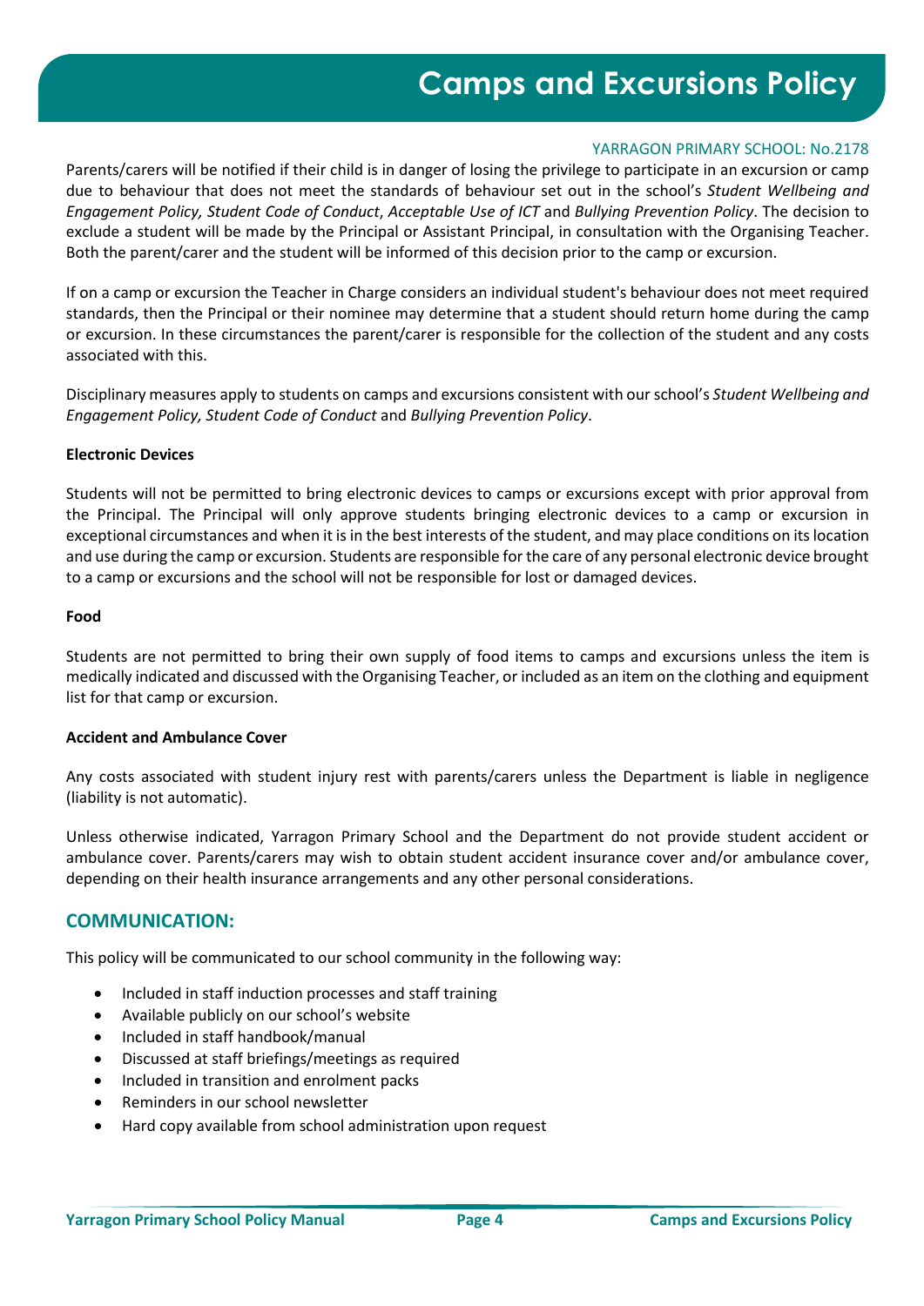Parents/carers will be notified if their child is in danger of losing the privilege to participate in an excursion or camp due to behaviour that does not meet the standards of behaviour set out in the school's *Student Wellbeing and Engagement Policy, Student Code of Conduct*, *Acceptable Use of ICT* and *Bullying Prevention Policy*. The decision to exclude a student will be made by the Principal or Assistant Principal, in consultation with the Organising Teacher. Both the parent/carer and the student will be informed of this decision prior to the camp or excursion.

If on a camp or excursion the Teacher in Charge considers an individual student's behaviour does not meet required standards, then the Principal or their nominee may determine that a student should return home during the camp or excursion. In these circumstances the parent/carer is responsible for the collection of the student and any costs associated with this.

Disciplinary measures apply to students on camps and excursions consistent with our school's *Student Wellbeing and Engagement Policy, Student Code of Conduct* and *Bullying Prevention Policy*.

**Electronic Devices**

Students will not be permitted to bring electronic devices to camps or excursions except with prior approval from the Principal. The Principal will only approve students bringing electronic devices to a camp or excursion in exceptional circumstances and when it is in the best interests of the student, and may place conditions on its location and use during the camp or excursion. Students are responsible for the care of any personal electronic device brought to a camp or excursions and the school will not be responsible for lost or damaged devices.

**Food**

Students are not permitted to bring their own supply of food items to camps and excursions unless the item is medically indicated and discussed with the Organising Teacher, or included as an item on the clothing and equipment list for that camp or excursion.

**Accident and Ambulance Cover**

Any costs associated with student injury rest with parents/carers unless the Department is liable in negligence (liability is not automatic).

Unless otherwise indicated, Yarragon Primary School and the Department do not provide student accident or ambulance cover. Parents/carers may wish to obtain student accident insurance cover and/or ambulance cover, depending on their health insurance arrangements and any other personal considerations.

## COMMUNICATION:

This policy will be communicated to our school community in the following way:

- Included in staff induction processes and staff training
- Available publicly on our school's website
- Included in staff handbook/manual
- Discussed at staff briefings/meetings as required
- Included in transition and enrolment packs
- Reminders in our school newsletter
- Hard copy available from school administration upon request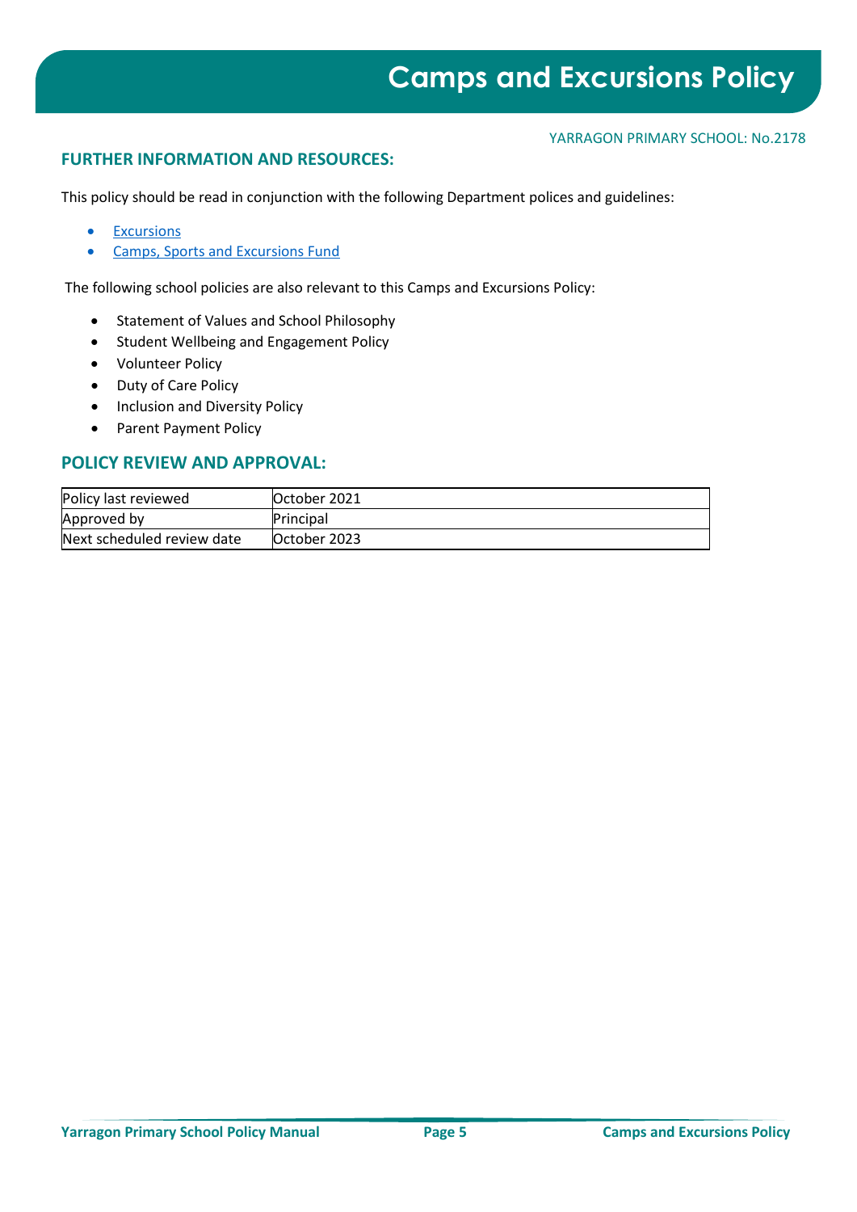## FURTHER INFORMATION AND RESOURCES:

This policy should be read in conjunction with the following Department polices and guidelines:

- Excursions
- Camps, Sports and Excursions Fund

The following school policies are also relevant to this Camps and Excursions Policy:

- Statement of Values and School Philosophy
- Student Wellbeing and Engagement Policy
- Volunteer Policy
- Duty of Care Policy
- Inclusion and Diversity Policy
- Parent Payment Policy

## POLICY REVIEW AND APPROVAL:

| | |
|---|---|
| Policy last reviewed | October 2021 |
| Approved by | Principal |
| Next scheduled review date | October 2023 |